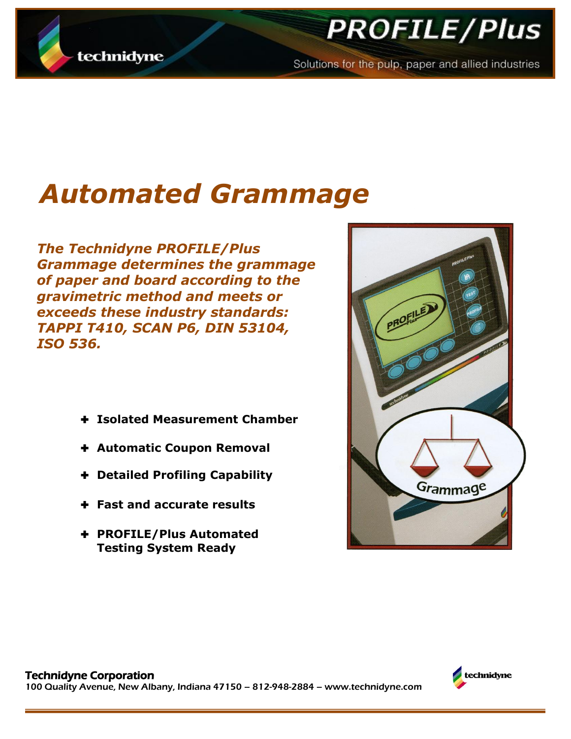# PROFILE/Plus

Solutions for the pulp, paper and allied industries

# Automated Grammage

***The Technidyne PROFILE/Plus Grammage determines the grammage of paper and board according to the gravimetric method and meets or exceeds these industry standards: TAPPI T410, SCAN P6, DIN 53104, ISO 536.***

- **Isolated Measurement Chamber**
- **Automatic Coupon Removal**
- **Detailed Profiling Capability**
- **Fast and accurate results**
- **PROFILE/Plus Automated Testing System Ready**

**Technidyne Corporation**
100 Quality Avenue, New Albany, Indiana 47150 – 812-948-2884 – www.technidyne.com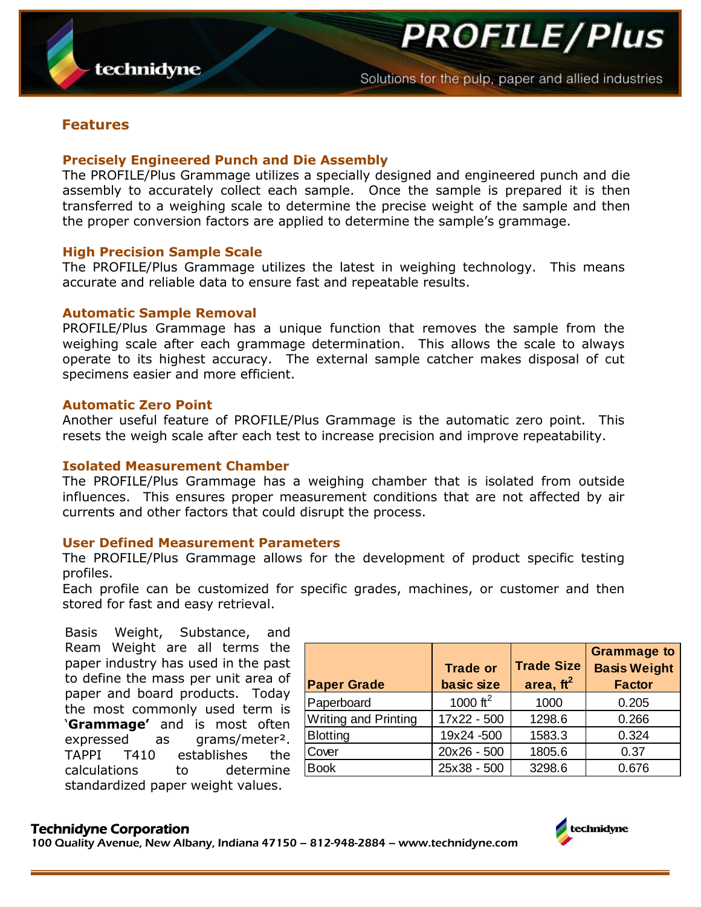## Features

### Precisely Engineered Punch and Die Assembly

The PROFILE/Plus Grammage utilizes a specially designed and engineered punch and die assembly to accurately collect each sample. Once the sample is prepared it is then transferred to a weighing scale to determine the precise weight of the sample and then the proper conversion factors are applied to determine the sample's grammage.

### High Precision Sample Scale

The PROFILE/Plus Grammage utilizes the latest in weighing technology. This means accurate and reliable data to ensure fast and repeatable results.

### Automatic Sample Removal

PROFILE/Plus Grammage has a unique function that removes the sample from the weighing scale after each grammage determination. This allows the scale to always operate to its highest accuracy. The external sample catcher makes disposal of cut specimens easier and more efficient.

### Automatic Zero Point

Another useful feature of PROFILE/Plus Grammage is the automatic zero point. This resets the weigh scale after each test to increase precision and improve repeatability.

### Isolated Measurement Chamber

The PROFILE/Plus Grammage has a weighing chamber that is isolated from outside influences. This ensures proper measurement conditions that are not affected by air currents and other factors that could disrupt the process.

### User Defined Measurement Parameters

The PROFILE/Plus Grammage allows for the development of product specific testing profiles.

Each profile can be customized for specific grades, machines, or customer and then stored for fast and easy retrieval.

Basis Weight, Substance, and Ream Weight are all terms the paper industry has used in the past to define the mass per unit area of paper and board products. Today the most commonly used term is '**Grammage'** and is most often expressed as grams/meter². TAPPI T410 establishes the calculations to determine standardized paper weight values.

| Paper Grade | Trade or basic size | Trade Size area, $ft^2$ | Grammage to Basis Weight Factor |
|---|---|---|---|
| Paperboard | 1000 $ft^2$ | 1000 | 0.205 |
| Writing and Printing | 17x22 - 500 | 1298.6 | 0.266 |
| Blotting | 19x24 -500 | 1583.3 | 0.324 |
| Cover | 20x26 - 500 | 1805.6 | 0.37 |
| Book | 25x38 - 500 | 3298.6 | 0.676 |

**Technidyne Corporation**
100 Quality Avenue, New Albany, Indiana 47150 – 812-948-2884 – www.technidyne.com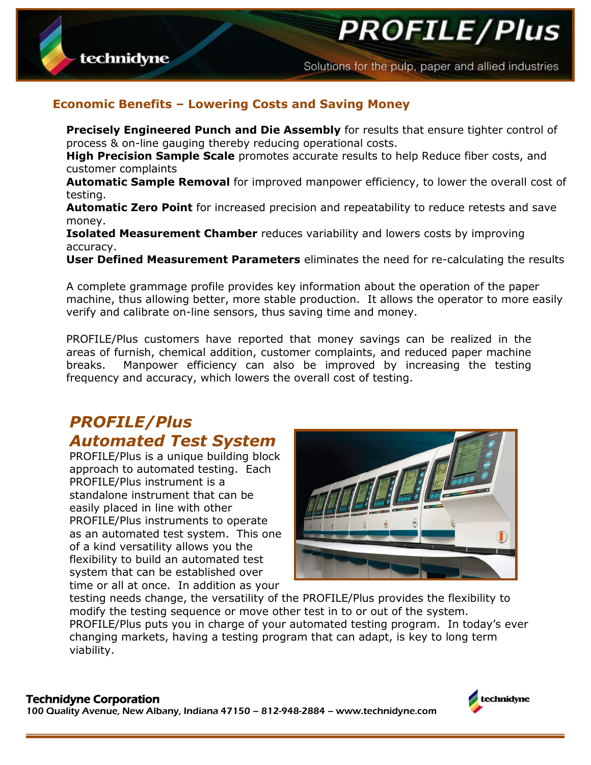# PROFILE/Plus

Solutions for the pulp, paper and allied industries

## Economic Benefits – Lowering Costs and Saving Money

**Precisely Engineered Punch and Die Assembly** for results that ensure tighter control of process & on-line gauging thereby reducing operational costs.
**High Precision Sample Scale** promotes accurate results to help Reduce fiber costs, and customer complaints
**Automatic Sample Removal** for improved manpower efficiency, to lower the overall cost of testing.
**Automatic Zero Point** for increased precision and repeatability to reduce retests and save money.
**Isolated Measurement Chamber** reduces variability and lowers costs by improving accuracy.
**User Defined Measurement Parameters** eliminates the need for re-calculating the results

A complete grammage profile provides key information about the operation of the paper machine, thus allowing better, more stable production. It allows the operator to more easily verify and calibrate on-line sensors, thus saving time and money.

PROFILE/Plus customers have reported that money savings can be realized in the areas of furnish, chemical addition, customer complaints, and reduced paper machine breaks. Manpower efficiency can also be improved by increasing the testing frequency and accuracy, which lowers the overall cost of testing.

## *PROFILE/Plus Automated Test System*

PROFILE/Plus is a unique building block approach to automated testing. Each PROFILE/Plus instrument is a standalone instrument that can be easily placed in line with other PROFILE/Plus instruments to operate as an automated test system. This one of a kind versatility allows you the flexibility to build an automated test system that can be established over time or all at once. In addition as your testing needs change, the versatility of the PROFILE/Plus provides the flexibility to modify the testing sequence or move other test in to or out of the system. PROFILE/Plus puts you in charge of your automated testing program. In today's ever changing markets, having a testing program that can adapt, is key to long term viability.

**Technidyne Corporation**
100 Quality Avenue, New Albany, Indiana 47150 – 812-948-2884 – www.technidyne.com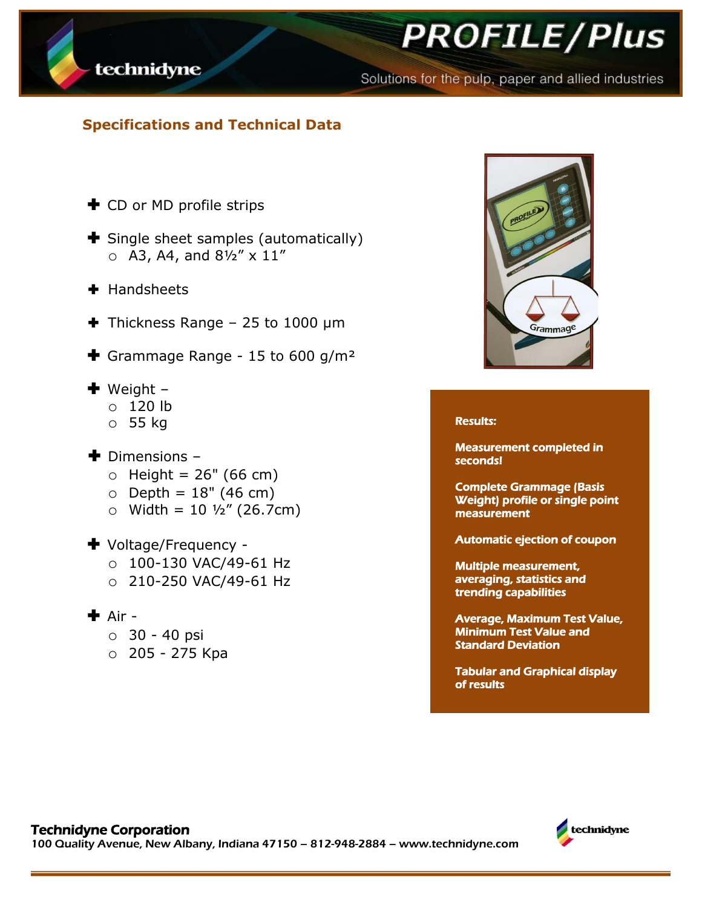# PROFILE/Plus

technidyne

Solutions for the pulp, paper and allied industries

## Specifications and Technical Data

- CD or MD profile strips
- Single sheet samples (automatically)
  - A3, A4, and 8½" x 11"
- Handsheets
- Thickness Range – 25 to 1000 μm
- Grammage Range - 15 to 600 g/m²
- Weight –
  - 120 lb
  - 55 kg
- Dimensions –
  - Height = 26" (66 cm)
  - Depth = 18" (46 cm)
  - Width = 10 ½" (26.7cm)
- Voltage/Frequency -
  - 100-130 VAC/49-61 Hz
  - 210-250 VAC/49-61 Hz
- Air -
  - 30 - 40 psi
  - 205 - 275 Kpa

***Results:***

***Measurement completed in seconds!***

***Complete Grammage (Basis Weight) profile or single point measurement***

***Automatic ejection of coupon***

***Multiple measurement, averaging, statistics and trending capabilities***

***Average, Maximum Test Value, Minimum Test Value and Standard Deviation***

***Tabular and Graphical display of results***

**Technidyne Corporation**
100 Quality Avenue, New Albany, Indiana 47150 – 812-948-2884 – www.technidyne.com